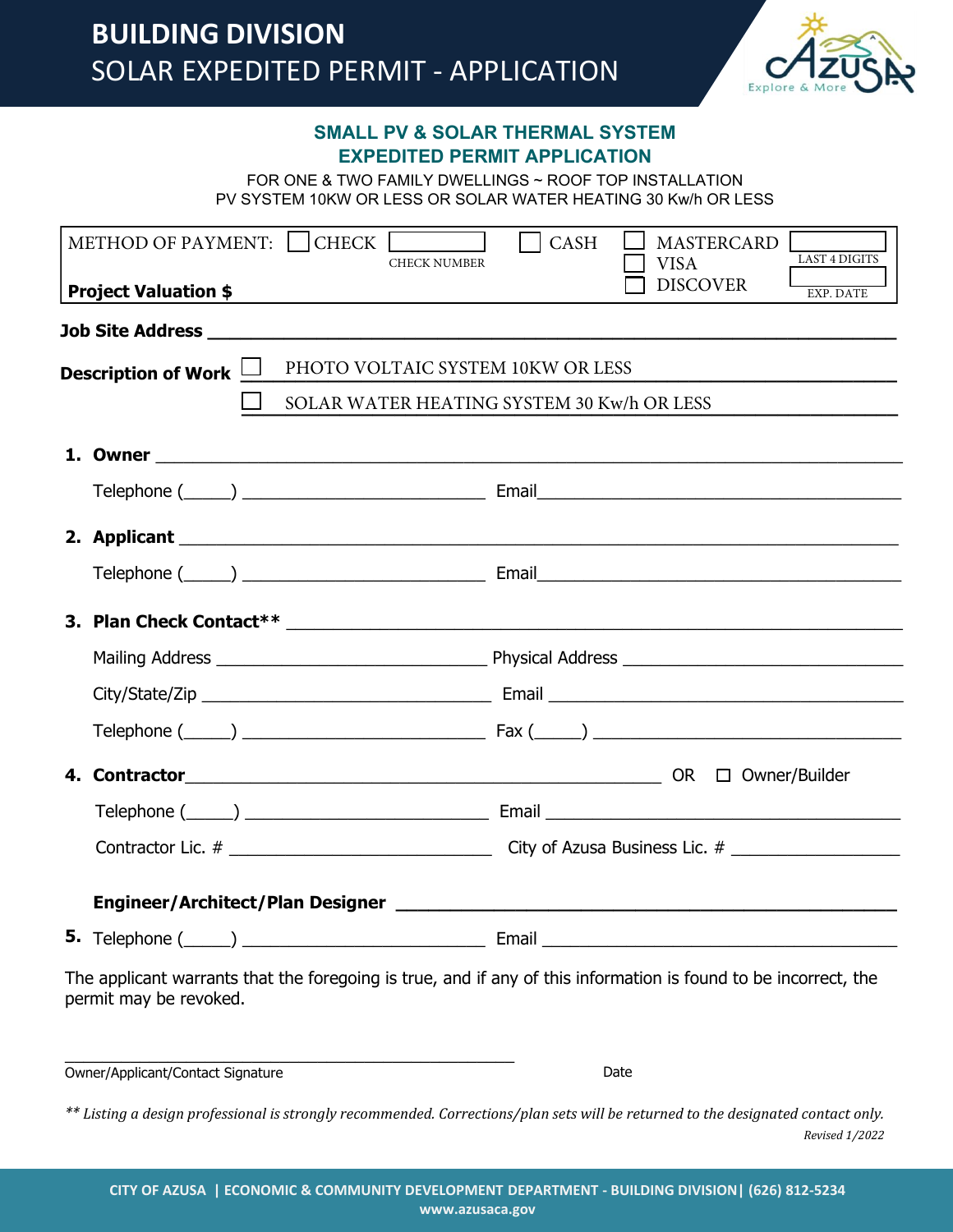# BUILDING DIVISION
## SOLAR EXPEDITED PERMIT - APPLICATION

### SMALL PV & SOLAR THERMAL SYSTEM
### EXPEDITED PERMIT APPLICATION

FOR ONE & TWO FAMILY DWELLINGS ~ ROOF TOP INSTALLATION
PV SYSTEM 10KW OR LESS OR SOLAR WATER HEATING 30 Kw/h OR LESS

METHOD OF PAYMENT: ☐ CHECK ________ (CHECK NUMBER) ☐ CASH ☐ MASTERCARD ☐ VISA ☐ DISCOVER ________ (LAST 4 DIGITS) ________ (EXP. DATE)

**Project Valuation $**

**Job Site Address** ____________________________________________

**Description of Work** ☐ PHOTO VOLTAIC SYSTEM 10KW OR LESS
☐ SOLAR WATER HEATING SYSTEM 30 Kw/h OR LESS

1. **Owner** ____________________________________________

   Telephone (_____) ____________________ Email____________________

2. **Applicant** ____________________________________________

   Telephone (_____) ____________________ Email____________________

3. **Plan Check Contact**** ____________________________________________

   Mailing Address ____________________ Physical Address ____________________

   City/State/Zip ____________________ Email ____________________

   Telephone (_____) ____________________ Fax (_____) ____________________

4. **Contractor**____________________________________ OR ☐ Owner/Builder

   Telephone (_____) ____________________ Email ____________________

   Contractor Lic. # ____________________ City of Azusa Business Lic. # ____________________

   **Engineer/Architect/Plan Designer** ____________________________________________

5. Telephone (_____) ____________________ Email ____________________

The applicant warrants that the foregoing is true, and if any of this information is found to be incorrect, the permit may be revoked.

____________________________________________
Owner/Applicant/Contact Signature Date

*** Listing a design professional is strongly recommended. Corrections/plan sets will be returned to the designated contact only.*

*Revised 1/2022*

CITY OF AZUSA | ECONOMIC & COMMUNITY DEVELOPMENT DEPARTMENT - BUILDING DIVISION| (626) 812-5234
www.azusaca.gov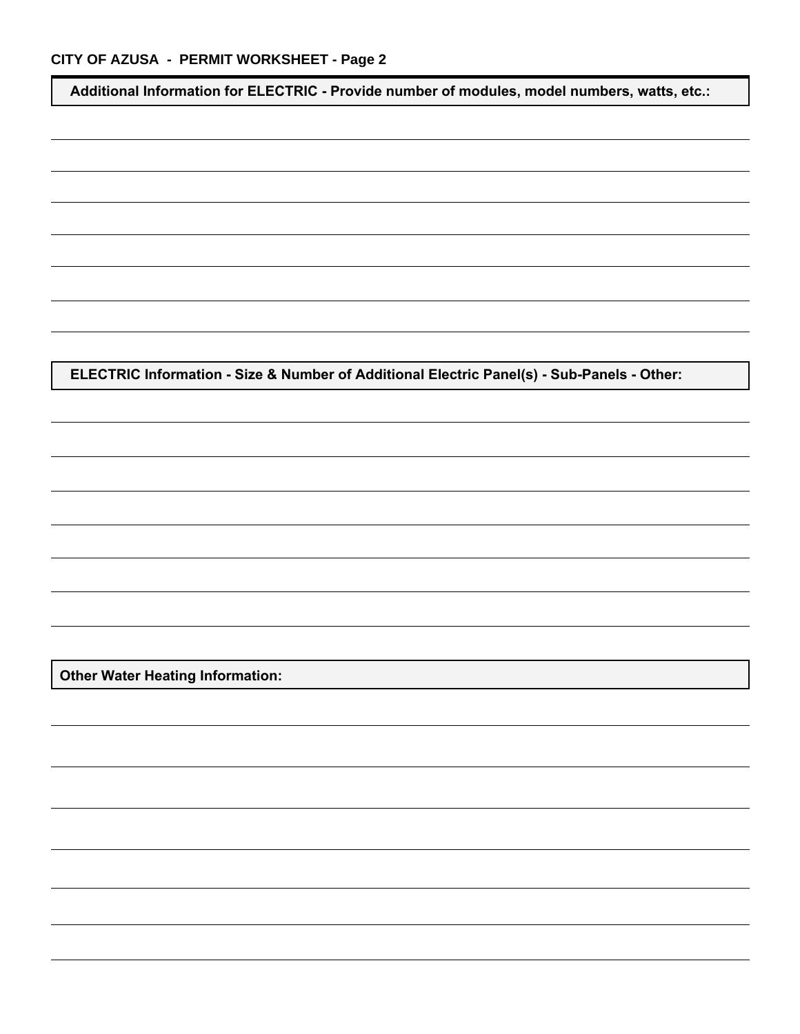**CITY OF AZUSA - PERMIT WORKSHEET - Page 2**

**Additional Information for ELECTRIC - Provide number of modules, model numbers, watts, etc.:**

**ELECTRIC Information - Size & Number of Additional Electric Panel(s) - Sub-Panels - Other:**

**Other Water Heating Information:**